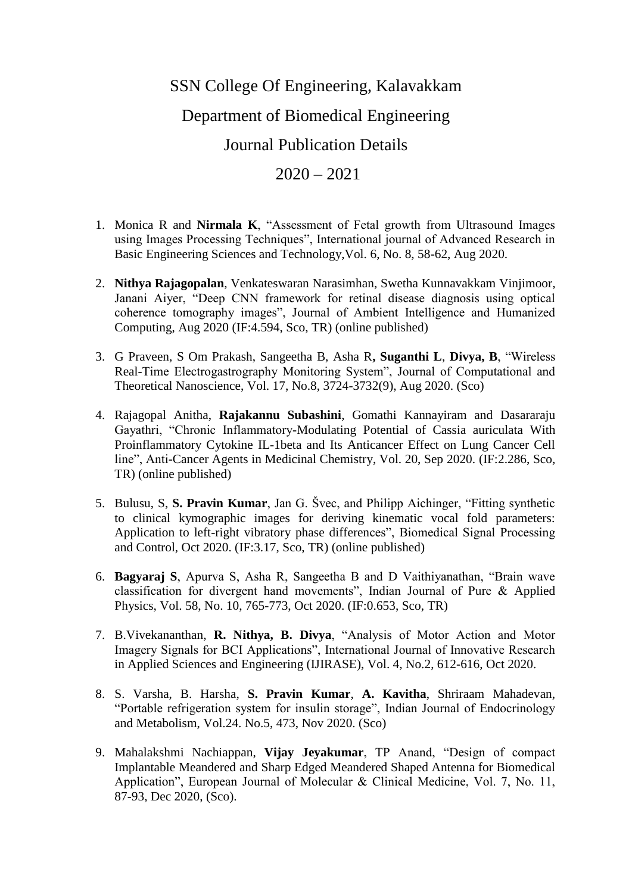# SSN College Of Engineering, Kalavakkam

## Department of Biomedical Engineering

## Journal Publication Details

## 2020 – 2021

1. Monica R and **Nirmala K**, "Assessment of Fetal growth from Ultrasound Images using Images Processing Techniques", International journal of Advanced Research in Basic Engineering Sciences and Technology,Vol. 6, No. 8, 58-62, Aug 2020.

2. **Nithya Rajagopalan**, Venkateswaran Narasimhan, Swetha Kunnavakkam Vinjimoor, Janani Aiyer, "Deep CNN framework for retinal disease diagnosis using optical coherence tomography images", Journal of Ambient Intelligence and Humanized Computing, Aug 2020 (IF:4.594, Sco, TR) (online published)

3. G Praveen, S Om Prakash, Sangeetha B, Asha R**, Suganthi L**, **Divya, B**, "Wireless Real-Time Electrogastrography Monitoring System", Journal of Computational and Theoretical Nanoscience, Vol. 17, No.8, 3724-3732(9), Aug 2020. (Sco)

4. Rajagopal Anitha, **Rajakannu Subashini**, Gomathi Kannayiram and Dasararaju Gayathri, "Chronic Inflammatory-Modulating Potential of Cassia auriculata With Proinflammatory Cytokine IL-1beta and Its Anticancer Effect on Lung Cancer Cell line", Anti-Cancer Agents in Medicinal Chemistry, Vol. 20, Sep 2020. (IF:2.286, Sco, TR) (online published)

5. Bulusu, S, **S. Pravin Kumar**, Jan G. Švec, and Philipp Aichinger, "Fitting synthetic to clinical kymographic images for deriving kinematic vocal fold parameters: Application to left-right vibratory phase differences", Biomedical Signal Processing and Control, Oct 2020. (IF:3.17, Sco, TR) (online published)

6. **Bagyaraj S**, Apurva S, Asha R, Sangeetha B and D Vaithiyanathan, "Brain wave classification for divergent hand movements", Indian Journal of Pure & Applied Physics, Vol. 58, No. 10, 765-773, Oct 2020. (IF:0.653, Sco, TR)

7. B.Vivekananthan, **R. Nithya, B. Divya**, "Analysis of Motor Action and Motor Imagery Signals for BCI Applications", International Journal of Innovative Research in Applied Sciences and Engineering (IJIRASE), Vol. 4, No.2, 612-616, Oct 2020.

8. S. Varsha, B. Harsha, **S. Pravin Kumar**, **A. Kavitha**, Shriraam Mahadevan, "Portable refrigeration system for insulin storage", Indian Journal of Endocrinology and Metabolism, Vol.24. No.5, 473, Nov 2020. (Sco)

9. Mahalakshmi Nachiappan, **Vijay Jeyakumar**, TP Anand, "Design of compact Implantable Meandered and Sharp Edged Meandered Shaped Antenna for Biomedical Application", European Journal of Molecular & Clinical Medicine, Vol. 7, No. 11, 87-93, Dec 2020, (Sco).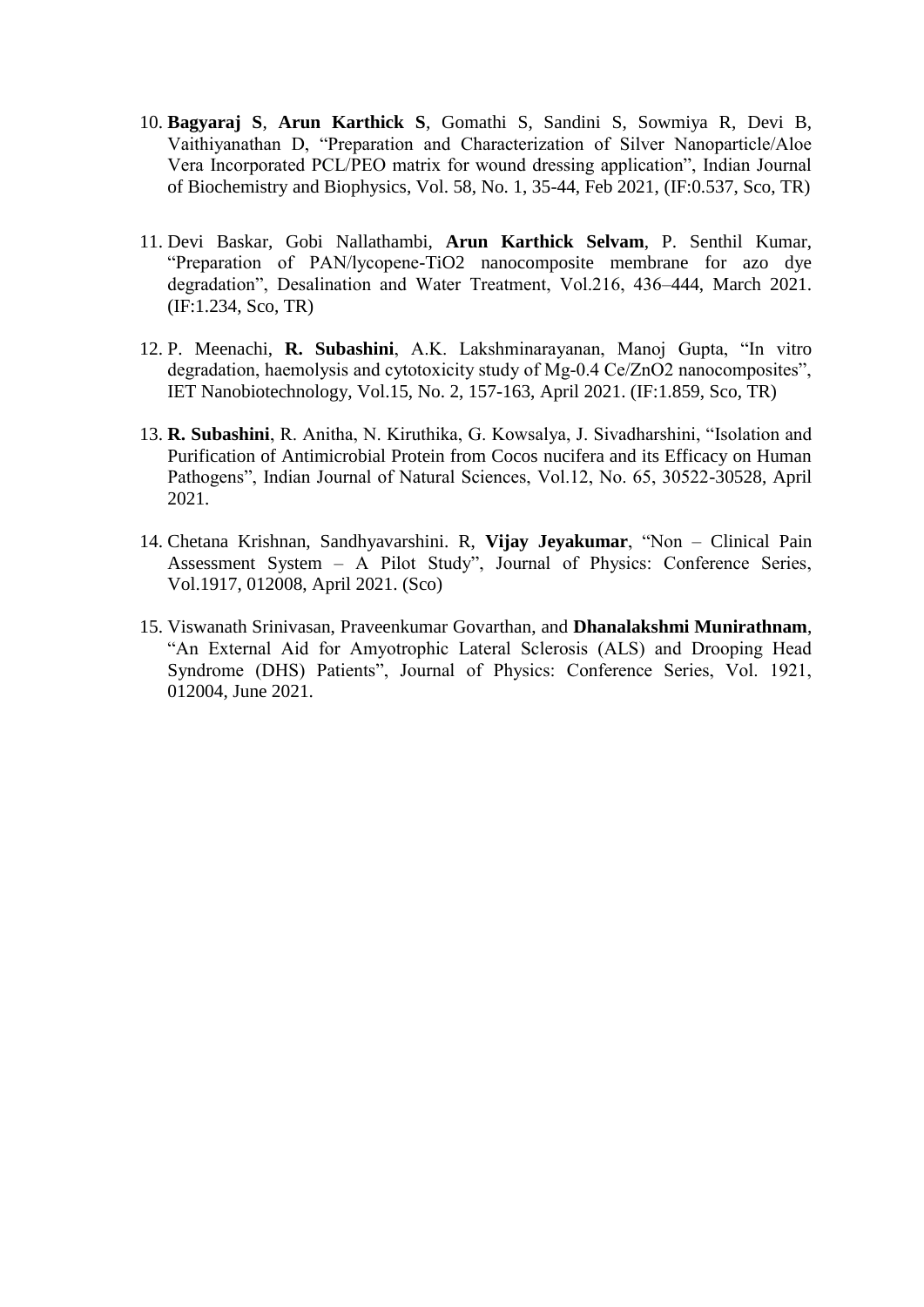10. **Bagyaraj S**, **Arun Karthick S**, Gomathi S, Sandini S, Sowmiya R, Devi B, Vaithiyanathan D, "Preparation and Characterization of Silver Nanoparticle/Aloe Vera Incorporated PCL/PEO matrix for wound dressing application", Indian Journal of Biochemistry and Biophysics, Vol. 58, No. 1, 35-44, Feb 2021, (IF:0.537, Sco, TR)

11. Devi Baskar, Gobi Nallathambi, **Arun Karthick Selvam**, P. Senthil Kumar, "Preparation of PAN/lycopene-$TiO_2$ nanocomposite membrane for azo dye degradation", Desalination and Water Treatment, Vol.216, 436–444, March 2021. (IF:1.234, Sco, TR)

12. P. Meenachi, **R. Subashini**, A.K. Lakshminarayanan, Manoj Gupta, "In vitro degradation, haemolysis and cytotoxicity study of Mg-0.4 Ce/$ZnO_2$ nanocomposites", IET Nanobiotechnology, Vol.15, No. 2, 157-163, April 2021. (IF:1.859, Sco, TR)

13. **R. Subashini**, R. Anitha, N. Kiruthika, G. Kowsalya, J. Sivadharshini, "Isolation and Purification of Antimicrobial Protein from Cocos nucifera and its Efficacy on Human Pathogens", Indian Journal of Natural Sciences, Vol.12, No. 65, 30522-30528, April 2021.

14. Chetana Krishnan, Sandhyavarshini. R, **Vijay Jeyakumar**, "Non – Clinical Pain Assessment System – A Pilot Study", Journal of Physics: Conference Series, Vol.1917, 012008, April 2021. (Sco)

15. Viswanath Srinivasan, Praveenkumar Govarthan, and **Dhanalakshmi Munirathnam**, "An External Aid for Amyotrophic Lateral Sclerosis (ALS) and Drooping Head Syndrome (DHS) Patients", Journal of Physics: Conference Series, Vol. 1921, 012004, June 2021.